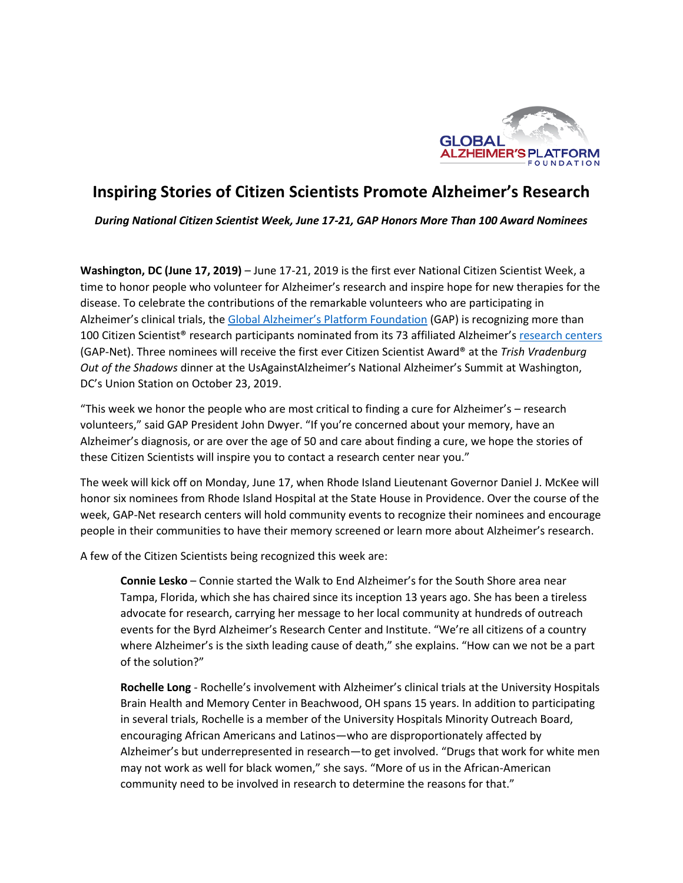# Inspiring Stories of Citizen Scientists Promote Alzheimer's Research

***During National Citizen Scientist Week, June 17-21, GAP Honors More Than 100 Award Nominees***

**Washington, DC (June 17, 2019)** – June 17-21, 2019 is the first ever National Citizen Scientist Week, a time to honor people who volunteer for Alzheimer's research and inspire hope for new therapies for the disease. To celebrate the contributions of the remarkable volunteers who are participating in Alzheimer's clinical trials, the Global Alzheimer's Platform Foundation (GAP) is recognizing more than 100 Citizen Scientist® research participants nominated from its 73 affiliated Alzheimer's research centers (GAP-Net). Three nominees will receive the first ever Citizen Scientist Award® at the *Trish Vradenburg Out of the Shadows* dinner at the UsAgainstAlzheimer's National Alzheimer's Summit at Washington, DC's Union Station on October 23, 2019.

"This week we honor the people who are most critical to finding a cure for Alzheimer's – research volunteers," said GAP President John Dwyer. "If you're concerned about your memory, have an Alzheimer's diagnosis, or are over the age of 50 and care about finding a cure, we hope the stories of these Citizen Scientists will inspire you to contact a research center near you."

The week will kick off on Monday, June 17, when Rhode Island Lieutenant Governor Daniel J. McKee will honor six nominees from Rhode Island Hospital at the State House in Providence. Over the course of the week, GAP-Net research centers will hold community events to recognize their nominees and encourage people in their communities to have their memory screened or learn more about Alzheimer's research.

A few of the Citizen Scientists being recognized this week are:

> **Connie Lesko** – Connie started the Walk to End Alzheimer's for the South Shore area near Tampa, Florida, which she has chaired since its inception 13 years ago. She has been a tireless advocate for research, carrying her message to her local community at hundreds of outreach events for the Byrd Alzheimer's Research Center and Institute. "We're all citizens of a country where Alzheimer's is the sixth leading cause of death," she explains. "How can we not be a part of the solution?"
>
> **Rochelle Long** - Rochelle's involvement with Alzheimer's clinical trials at the University Hospitals Brain Health and Memory Center in Beachwood, OH spans 15 years. In addition to participating in several trials, Rochelle is a member of the University Hospitals Minority Outreach Board, encouraging African Americans and Latinos—who are disproportionately affected by Alzheimer's but underrepresented in research—to get involved. "Drugs that work for white men may not work as well for black women," she says. "More of us in the African-American community need to be involved in research to determine the reasons for that."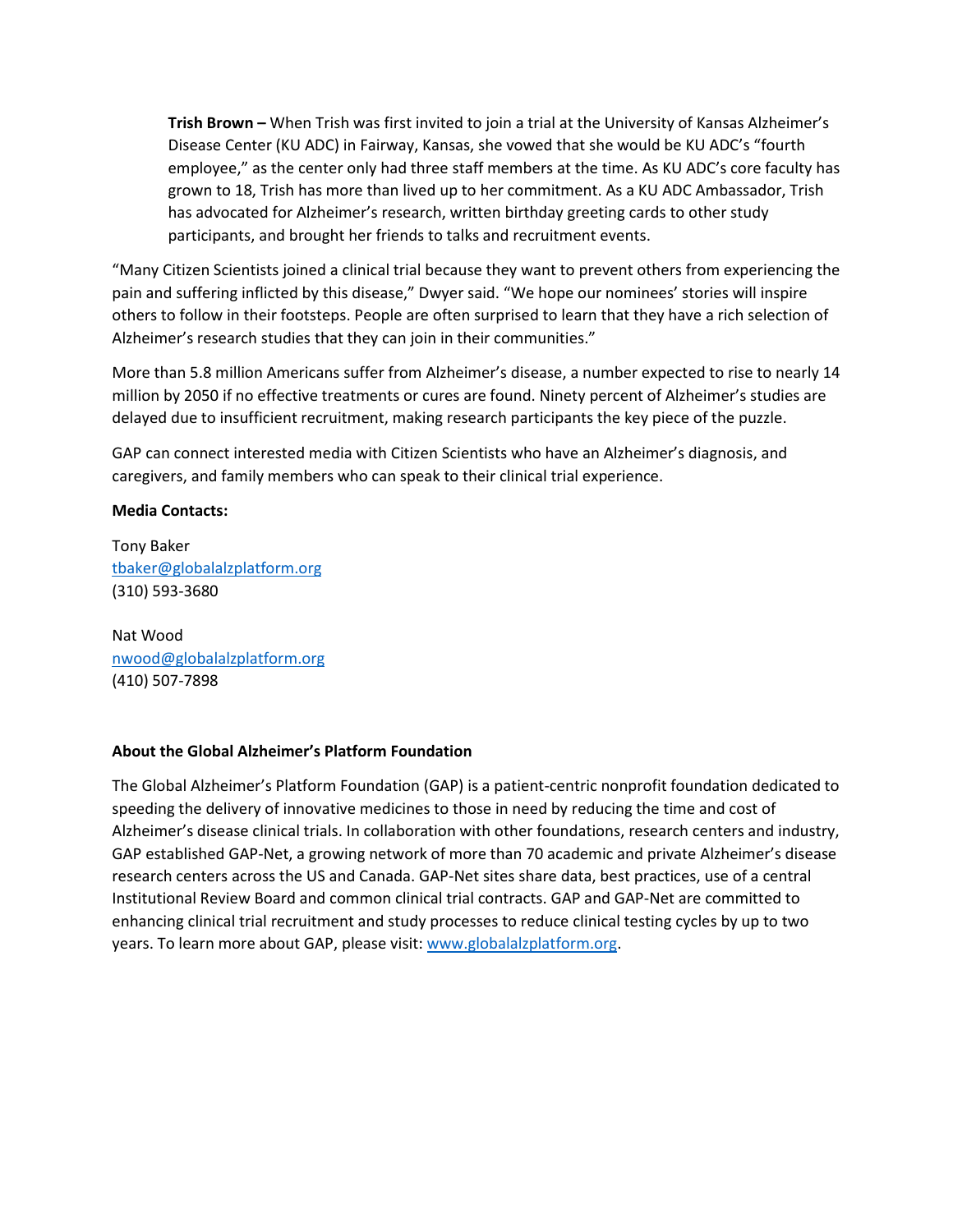**Trish Brown –** When Trish was first invited to join a trial at the University of Kansas Alzheimer's Disease Center (KU ADC) in Fairway, Kansas, she vowed that she would be KU ADC's "fourth employee," as the center only had three staff members at the time. As KU ADC's core faculty has grown to 18, Trish has more than lived up to her commitment. As a KU ADC Ambassador, Trish has advocated for Alzheimer's research, written birthday greeting cards to other study participants, and brought her friends to talks and recruitment events.

"Many Citizen Scientists joined a clinical trial because they want to prevent others from experiencing the pain and suffering inflicted by this disease," Dwyer said. "We hope our nominees' stories will inspire others to follow in their footsteps. People are often surprised to learn that they have a rich selection of Alzheimer's research studies that they can join in their communities."

More than 5.8 million Americans suffer from Alzheimer's disease, a number expected to rise to nearly 14 million by 2050 if no effective treatments or cures are found. Ninety percent of Alzheimer's studies are delayed due to insufficient recruitment, making research participants the key piece of the puzzle.

GAP can connect interested media with Citizen Scientists who have an Alzheimer's diagnosis, and caregivers, and family members who can speak to their clinical trial experience.

**Media Contacts:**

Tony Baker
tbaker@globalalzplatform.org
(310) 593-3680

Nat Wood
nwood@globalalzplatform.org
(410) 507-7898

**About the Global Alzheimer's Platform Foundation**

The Global Alzheimer's Platform Foundation (GAP) is a patient-centric nonprofit foundation dedicated to speeding the delivery of innovative medicines to those in need by reducing the time and cost of Alzheimer's disease clinical trials. In collaboration with other foundations, research centers and industry, GAP established GAP-Net, a growing network of more than 70 academic and private Alzheimer's disease research centers across the US and Canada. GAP-Net sites share data, best practices, use of a central Institutional Review Board and common clinical trial contracts. GAP and GAP-Net are committed to enhancing clinical trial recruitment and study processes to reduce clinical testing cycles by up to two years. To learn more about GAP, please visit: www.globalalzplatform.org.